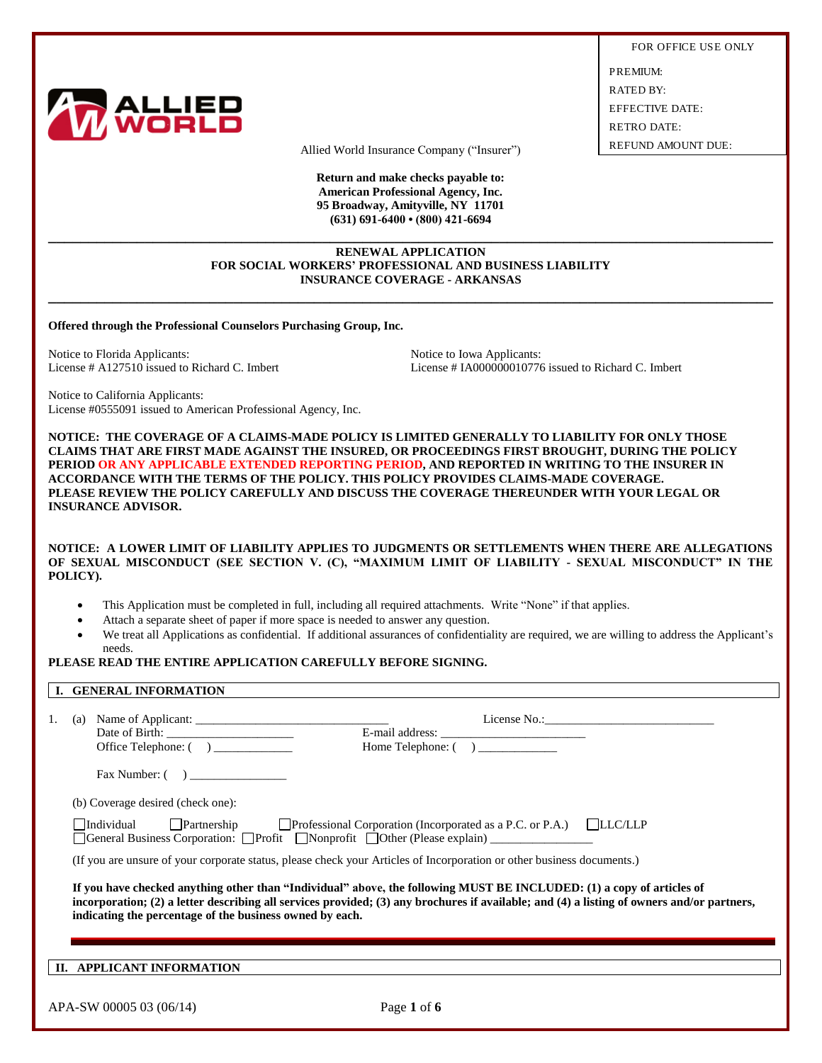| FOR OFFICE USE ONLY |
|---|
| PREMIUM: |
| RATED BY: |
| EFFECTIVE DATE: |
| RETRO DATE: |
| REFUND AMOUNT DUE: |

ALLIED WORLD

Allied World Insurance Company ("Insurer")

**Return and make checks payable to:**
**American Professional Agency, Inc.**
**95 Broadway, Amityville, NY 11701**
**(631) 691-6400 • (800) 421-6694**

---

**RENEWAL APPLICATION**
**FOR SOCIAL WORKERS' PROFESSIONAL AND BUSINESS LIABILITY INSURANCE COVERAGE - ARKANSAS**

---

**Offered through the Professional Counselors Purchasing Group, Inc.**

Notice to Florida Applicants:
License # A127510 issued to Richard C. Imbert

Notice to Iowa Applicants:
License # IA000000010776 issued to Richard C. Imbert

Notice to California Applicants:
License #0555091 issued to American Professional Agency, Inc.

**NOTICE: THE COVERAGE OF A CLAIMS-MADE POLICY IS LIMITED GENERALLY TO LIABILITY FOR ONLY THOSE CLAIMS THAT ARE FIRST MADE AGAINST THE INSURED, OR PROCEEDINGS FIRST BROUGHT, DURING THE POLICY PERIOD OR ANY APPLICABLE EXTENDED REPORTING PERIOD, AND REPORTED IN WRITING TO THE INSURER IN ACCORDANCE WITH THE TERMS OF THE POLICY. THIS POLICY PROVIDES CLAIMS-MADE COVERAGE. PLEASE REVIEW THE POLICY CAREFULLY AND DISCUSS THE COVERAGE THEREUNDER WITH YOUR LEGAL OR INSURANCE ADVISOR.**

**NOTICE: A LOWER LIMIT OF LIABILITY APPLIES TO JUDGMENTS OR SETTLEMENTS WHEN THERE ARE ALLEGATIONS OF SEXUAL MISCONDUCT (SEE SECTION V. (C), "MAXIMUM LIMIT OF LIABILITY - SEXUAL MISCONDUCT" IN THE POLICY).**

- This Application must be completed in full, including all required attachments. Write "None" if that applies.
- Attach a separate sheet of paper if more space is needed to answer any question.
- We treat all Applications as confidential. If additional assurances of confidentiality are required, we are willing to address the Applicant's needs.

**PLEASE READ THE ENTIRE APPLICATION CAREFULLY BEFORE SIGNING.**

## I. GENERAL INFORMATION

1. (a) Name of Applicant: ______________________________ License No.:__________________________
   Date of Birth: ___________________ E-mail address: ______________________
   Office Telephone: ( ) ____________ Home Telephone: ( ) ____________

   Fax Number: ( ) _______________

   (b) Coverage desired (check one):

   ☐ Individual ☐ Partnership ☐ Professional Corporation (Incorporated as a P.C. or P.A.) ☐ LLC/LLP
   ☐ General Business Corporation: ☐ Profit ☐ Nonprofit ☐ Other (Please explain) _______________

   (If you are unsure of your corporate status, please check your Articles of Incorporation or other business documents.)

   **If you have checked anything other than "Individual" above, the following MUST BE INCLUDED: (1) a copy of articles of incorporation; (2) a letter describing all services provided; (3) any brochures if available; and (4) a listing of owners and/or partners, indicating the percentage of the business owned by each.**

## II. APPLICANT INFORMATION

APA-SW 00005 03 (06/14)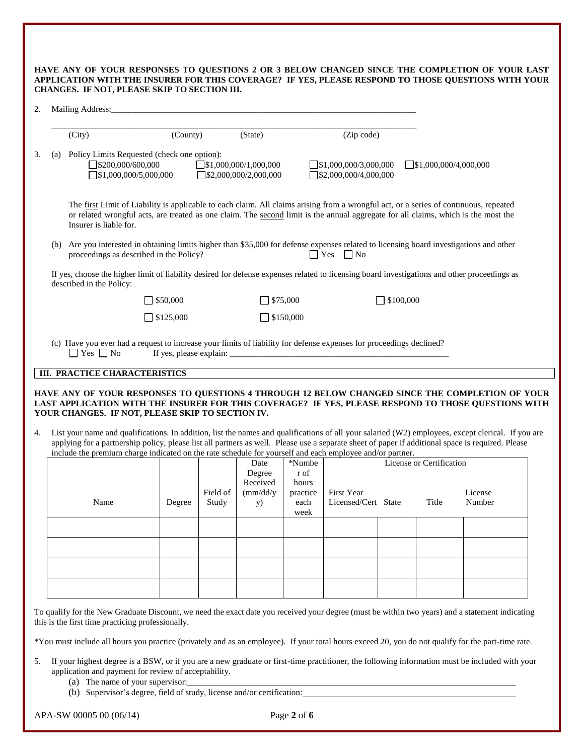**HAVE ANY OF YOUR RESPONSES TO QUESTIONS 2 OR 3 BELOW CHANGED SINCE THE COMPLETION OF YOUR LAST APPLICATION WITH THE INSURER FOR THIS COVERAGE? IF YES, PLEASE RESPOND TO THOSE QUESTIONS WITH YOUR CHANGES. IF NOT, PLEASE SKIP TO SECTION III.**

2. Mailing Address:\_\_\_\_\_\_\_\_\_\_\_\_\_\_\_\_\_\_\_\_\_\_\_\_\_\_\_\_\_\_\_\_\_\_\_\_\_\_\_\_\_\_\_\_\_\_\_\_

   \_\_\_\_\_\_\_\_\_\_\_\_\_\_\_\_\_\_\_\_\_\_\_\_\_\_\_\_\_\_\_\_\_\_\_\_\_\_\_\_\_\_\_\_\_\_\_\_\_\_\_\_\_\_\_\_\_\_\_\_\_\_\_\_
   (City) (County) (State) (Zip code)

3. (a) Policy Limits Requested (check one option):
   - ☐ $200,000/600,000
   - ☐ $1,000,000/1,000,000
   - ☐ $1,000,000/3,000,000
   - ☐ $1,000,000/4,000,000
   - ☐ $1,000,000/5,000,000
   - ☐ $2,000,000/2,000,000
   - ☐ $2,000,000/4,000,000

   The first Limit of Liability is applicable to each claim. All claims arising from a wrongful act, or a series of continuous, repeated or related wrongful acts, are treated as one claim. The second limit is the annual aggregate for all claims, which is the most the Insurer is liable for.

   (b) Are you interested in obtaining limits higher than $35,000 for defense expenses related to licensing board investigations and other proceedings as described in the Policy? ☐ Yes ☐ No

   If yes, choose the higher limit of liability desired for defense expenses related to licensing board investigations and other proceedings as described in the Policy:

   ☐ $50,000 ☐ $75,000 ☐ $100,000

   ☐ $125,000 ☐ $150,000

   (c) Have you ever had a request to increase your limits of liability for defense expenses for proceedings declined?
   ☐ Yes ☐ No If yes, please explain: \_\_\_\_\_\_\_\_\_\_\_\_\_\_\_\_\_\_\_\_\_\_\_\_\_\_\_\_\_\_\_\_\_\_\_\_\_\_\_\_

## III. PRACTICE CHARACTERISTICS

**HAVE ANY OF YOUR RESPONSES TO QUESTIONS 4 THROUGH 12 BELOW CHANGED SINCE THE COMPLETION OF YOUR LAST APPLICATION WITH THE INSURER FOR THIS COVERAGE? IF YES, PLEASE RESPOND TO THOSE QUESTIONS WITH YOUR CHANGES. IF NOT, PLEASE SKIP TO SECTION IV.**

4. List your name and qualifications. In addition, list the names and qualifications of all your salaried (W2) employees, except clerical. If you are applying for a partnership policy, please list all partners as well. Please use a separate sheet of paper if additional space is required. Please include the premium charge indicated on the rate schedule for yourself and each employee and/or partner.

| Name | Degree | Field of Study | Date Degree Received (mm/dd/yy) | *Number of hours practice each week | License or Certification | | | |
|---|---|---|---|---|---|---|---|---|
| | | | | | First Year Licensed/Cert | State | Title | License Number |
| | | | | | | | | |
| | | | | | | | | |
| | | | | | | | | |
| | | | | | | | | |

To qualify for the New Graduate Discount, we need the exact date you received your degree (must be within two years) and a statement indicating this is the first time practicing professionally.

*You must include all hours you practice (privately and as an employee). If your total hours exceed 20, you do not qualify for the part-time rate.

5. If your highest degree is a BSW, or if you are a new graduate or first-time practitioner, the following information must be included with your application and payment for review of acceptability.
   (a) The name of your supervisor:\_\_\_\_\_\_\_\_\_\_\_\_\_\_\_\_\_\_\_\_\_\_\_\_\_\_\_\_\_\_\_\_\_\_\_\_\_\_\_\_
   (b) Supervisor's degree, field of study, license and/or certification:\_\_\_\_\_\_\_\_\_\_\_\_\_\_\_\_\_\_\_\_\_\_\_\_

APA-SW 00005 00 (06/14)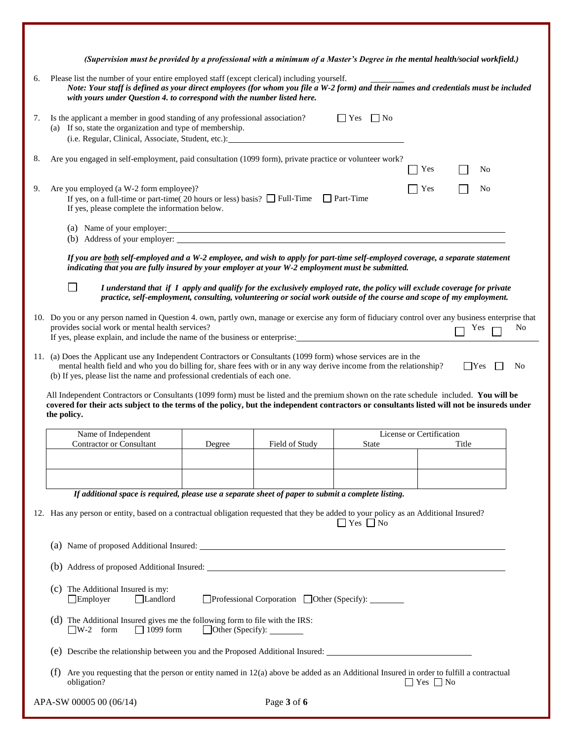*(Supervision must be provided by a professional with a minimum of a Master's Degree in the mental health/social workfield.)*

6. Please list the number of your entire employed staff (except clerical) including yourself. ________

   ***Note: Your staff is defined as your direct employees (for whom you file a W-2 form) and their names and credentials must be included with yours under Question 4. to correspond with the number listed here.***

7. Is the applicant a member in good standing of any professional association? ☐ Yes ☐ No
   (a) If so, state the organization and type of membership.
   (i.e. Regular, Clinical, Associate, Student, etc.): ________________________________

8. Are you engaged in self-employment, paid consultation (1099 form), private practice or volunteer work? ☐ Yes ☐ No

9. Are you employed (a W-2 form employee)? ☐ Yes ☐ No
   If yes, on a full-time or part-time( 20 hours or less) basis? ☐ Full-Time ☐ Part-Time
   If yes, please complete the information below.

   (a) Name of your employer: ________________________________
   (b) Address of your employer: ________________________________

   ***If you are <u>both</u> self-employed and a W-2 employee, and wish to apply for part-time self-employed coverage, a separate statement indicating that you are fully insured by your employer at your W-2 employment must be submitted.***

   ☐ ***I understand that if I apply and qualify for the exclusively employed rate, the policy will exclude coverage for private practice, self-employment, consulting, volunteering or social work outside of the course and scope of my employment.***

10. Do you or any person named in Question 4. own, partly own, manage or exercise any form of fiduciary control over any business enterprise that provides social work or mental health services? ☐ Yes ☐ No
    If yes, please explain, and include the name of the business or enterprise: ________________________________

11. (a) Does the Applicant use any Independent Contractors or Consultants (1099 form) whose services are in the mental health field and who you do billing for, share fees with or in any way derive income from the relationship? ☐ Yes ☐ No
    (b) If yes, please list the name and professional credentials of each one.

    All Independent Contractors or Consultants (1099 form) must be listed and the premium shown on the rate schedule included. **You will be covered for their acts subject to the terms of the policy, but the independent contractors or consultants listed will not be insureds under the policy.**

| Name of Independent Contractor or Consultant | Degree | Field of Study | License or Certification | |
|---|---|---|---|---|
| | | | State | Title |
| | | | | |
| | | | | |

***If additional space is required, please use a separate sheet of paper to submit a complete listing.***

12. Has any person or entity, based on a contractual obligation requested that they be added to your policy as an Additional Insured? ☐ Yes ☐ No

    (a) Name of proposed Additional Insured: ________________________________

    (b) Address of proposed Additional Insured: ________________________________

    (c) The Additional Insured is my:
    ☐ Employer ☐ Landlord ☐ Professional Corporation ☐ Other (Specify): ________

    (d) The Additional Insured gives me the following form to file with the IRS:
    ☐ W-2 form ☐ 1099 form ☐ Other (Specify): ________

    (e) Describe the relationship between you and the Proposed Additional Insured: ________________________________

    (f) Are you requesting that the person or entity named in 12(a) above be added as an Additional Insured in order to fulfill a contractual obligation? ☐ Yes ☐ No

APA-SW 00005 00 (06/14)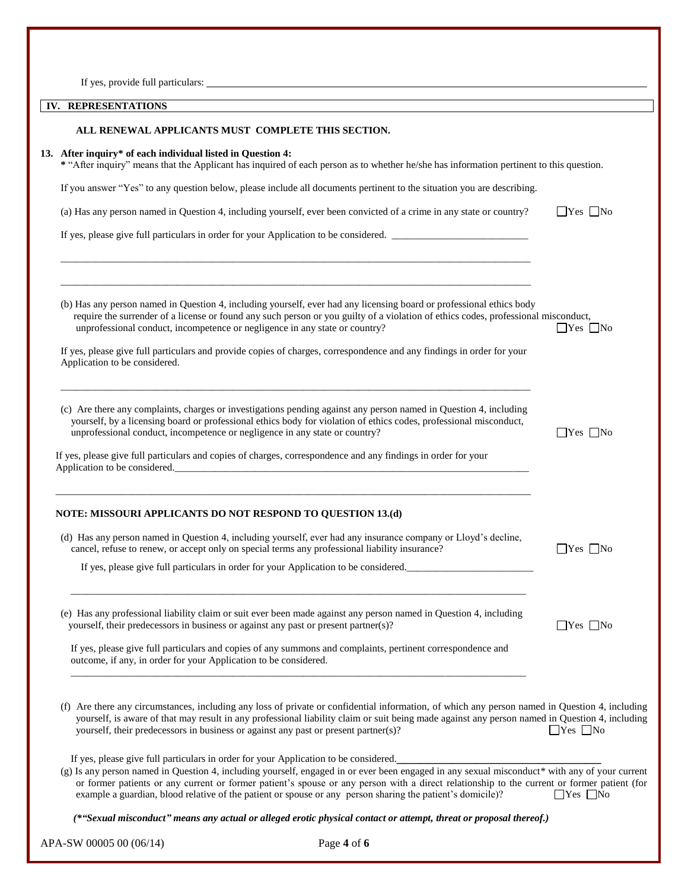If yes, provide full particulars: \_\_\_\_\_\_\_\_\_\_\_\_\_\_\_\_\_\_\_\_\_\_\_\_\_\_\_\_\_\_\_\_\_\_\_\_\_\_\_\_

## IV. REPRESENTATIONS

**ALL RENEWAL APPLICANTS MUST COMPLETE THIS SECTION.**

**13. After inquiry* of each individual listed in Question 4:**

**\*** "After inquiry" means that the Applicant has inquired of each person as to whether he/she has information pertinent to this question.

If you answer "Yes" to any question below, please include all documents pertinent to the situation you are describing.

(a) Has any person named in Question 4, including yourself, ever been convicted of a crime in any state or country? ☐Yes ☐No

If yes, please give full particulars in order for your Application to be considered. \_\_\_\_\_\_\_\_\_\_\_\_\_\_\_\_\_\_\_\_\_\_\_\_\_\_

\_\_\_\_\_\_\_\_\_\_\_\_\_\_\_\_\_\_\_\_\_\_\_\_\_\_\_\_\_\_\_\_\_\_\_\_\_\_\_\_\_\_\_\_\_\_\_\_\_\_\_\_\_\_\_\_\_\_\_\_\_\_\_\_\_\_\_\_\_\_\_\_\_\_\_\_\_\_\_\_\_\_\_\_\_\_\_\_

\_\_\_\_\_\_\_\_\_\_\_\_\_\_\_\_\_\_\_\_\_\_\_\_\_\_\_\_\_\_\_\_\_\_\_\_\_\_\_\_\_\_\_\_\_\_\_\_\_\_\_\_\_\_\_\_\_\_\_\_\_\_\_\_\_\_\_\_\_\_\_\_\_\_\_\_\_\_\_\_\_\_\_\_\_\_\_\_

(b) Has any person named in Question 4, including yourself, ever had any licensing board or professional ethics body require the surrender of a license or found any such person or you guilty of a violation of ethics codes, professional misconduct, unprofessional conduct, incompetence or negligence in any state or country? ☐Yes ☐No

If yes, please give full particulars and provide copies of charges, correspondence and any findings in order for your Application to be considered.

\_\_\_\_\_\_\_\_\_\_\_\_\_\_\_\_\_\_\_\_\_\_\_\_\_\_\_\_\_\_\_\_\_\_\_\_\_\_\_\_\_\_\_\_\_\_\_\_\_\_\_\_\_\_\_\_\_\_\_\_\_\_\_\_\_\_\_\_\_\_\_\_\_\_\_\_\_\_\_\_\_\_\_\_\_\_\_\_

(c) Are there any complaints, charges or investigations pending against any person named in Question 4, including yourself, by a licensing board or professional ethics body for violation of ethics codes, professional misconduct, unprofessional conduct, incompetence or negligence in any state or country? ☐Yes ☐No

If yes, please give full particulars and copies of charges, correspondence and any findings in order for your Application to be considered.\_\_\_\_\_\_\_\_\_\_\_\_\_\_\_\_\_\_\_\_\_\_\_\_\_\_\_\_\_\_\_\_\_\_\_\_\_\_\_\_\_\_\_\_\_\_\_\_\_\_\_\_\_\_\_\_

\_\_\_\_\_\_\_\_\_\_\_\_\_\_\_\_\_\_\_\_\_\_\_\_\_\_\_\_\_\_\_\_\_\_\_\_\_\_\_\_\_\_\_\_\_\_\_\_\_\_\_\_\_\_\_\_\_\_\_\_\_\_\_\_\_\_\_\_\_\_\_\_\_\_\_\_\_\_\_\_\_\_\_\_\_\_\_\_

**NOTE: MISSOURI APPLICANTS DO NOT RESPOND TO QUESTION 13.(d)**

(d) Has any person named in Question 4, including yourself, ever had any insurance company or Lloyd's decline, cancel, refuse to renew, or accept only on special terms any professional liability insurance? ☐Yes ☐No

If yes, please give full particulars in order for your Application to be considered.\_\_\_\_\_\_\_\_\_\_\_\_\_\_\_\_\_\_\_\_\_\_\_\_\_

\_\_\_\_\_\_\_\_\_\_\_\_\_\_\_\_\_\_\_\_\_\_\_\_\_\_\_\_\_\_\_\_\_\_\_\_\_\_\_\_\_\_\_\_\_\_\_\_\_\_\_\_\_\_\_\_\_\_\_\_\_\_\_\_\_\_\_\_\_\_\_\_\_\_\_\_\_\_\_\_\_\_\_\_\_\_\_\_

(e) Has any professional liability claim or suit ever been made against any person named in Question 4, including yourself, their predecessors in business or against any past or present partner(s)? ☐Yes ☐No

If yes, please give full particulars and copies of any summons and complaints, pertinent correspondence and outcome, if any, in order for your Application to be considered.

\_\_\_\_\_\_\_\_\_\_\_\_\_\_\_\_\_\_\_\_\_\_\_\_\_\_\_\_\_\_\_\_\_\_\_\_\_\_\_\_\_\_\_\_\_\_\_\_\_\_\_\_\_\_\_\_\_\_\_\_\_\_\_\_\_\_\_\_\_\_\_\_\_\_\_\_\_\_\_\_\_\_\_\_\_\_\_\_

(f) Are there any circumstances, including any loss of private or confidential information, of which any person named in Question 4, including yourself, is aware of that may result in any professional liability claim or suit being made against any person named in Question 4, including yourself, their predecessors in business or against any past or present partner(s)? ☐Yes ☐No

If yes, please give full particulars in order for your Application to be considered.\_\_\_\_\_\_\_\_\_\_\_\_\_\_\_\_\_\_\_\_\_\_\_\_\_\_\_\_\_\_\_\_\_\_\_\_\_\_\_\_

(g) Is any person named in Question 4, including yourself, engaged in or ever been engaged in any sexual misconduct* with any of your current or former patients or any current or former patient's spouse or any person with a direct relationship to the current or former patient (for example a guardian, blood relative of the patient or spouse or any person sharing the patient's domicile)? ☐Yes ☐No

***(\*"Sexual misconduct" means any actual or alleged erotic physical contact or attempt, threat or proposal thereof.)***

APA-SW 00005 00 (06/14)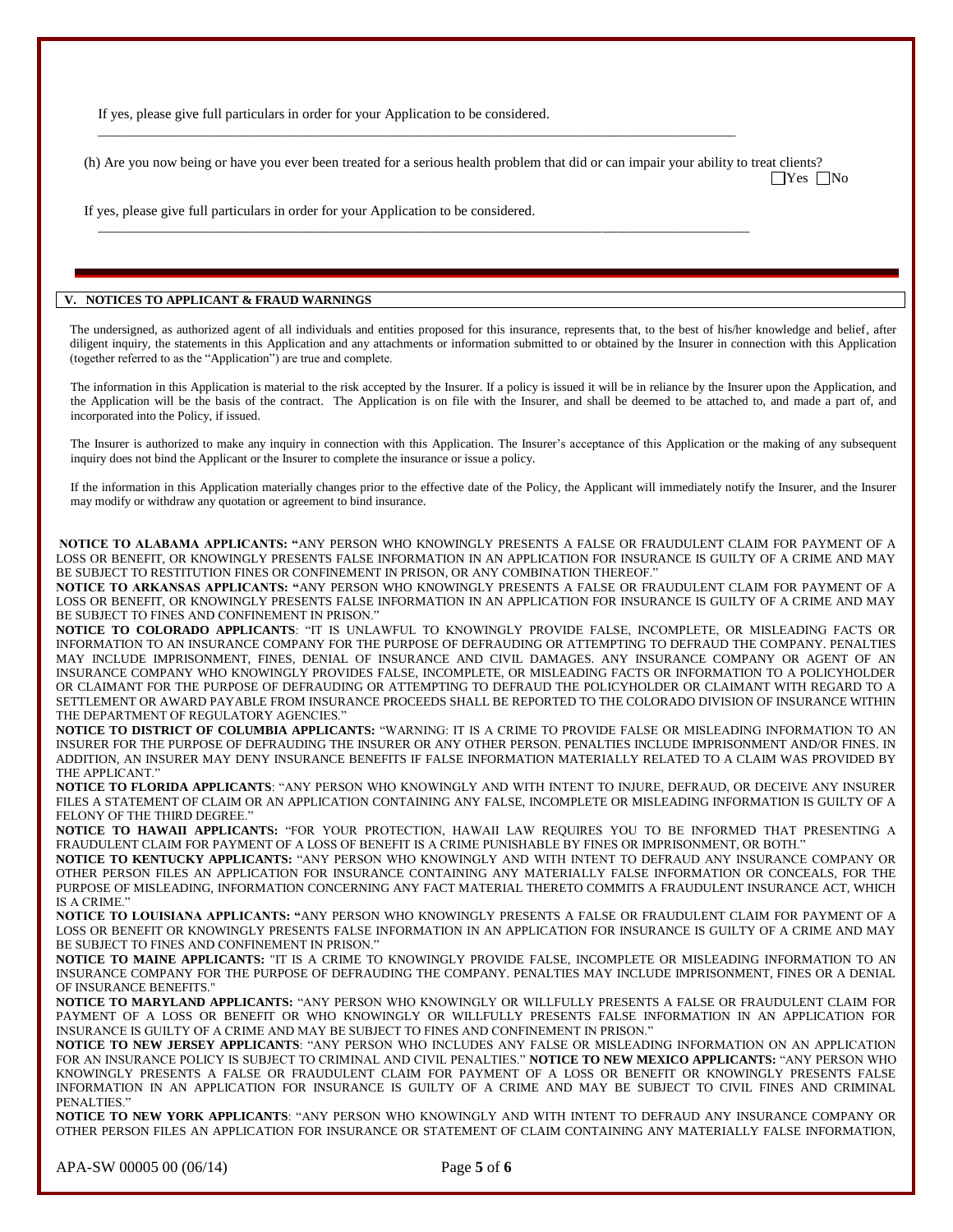If yes, please give full particulars in order for your Application to be considered.

\_\_\_\_\_\_\_\_\_\_\_\_\_\_\_\_\_\_\_\_\_\_\_\_\_\_\_\_\_\_\_\_\_\_\_\_\_\_\_\_\_\_\_\_\_\_\_\_\_\_\_\_\_\_\_\_\_\_\_\_\_\_\_\_\_\_\_\_\_\_\_\_\_\_\_\_\_\_\_\_\_\_\_\_\_\_

(h) Are you now being or have you ever been treated for a serious health problem that did or can impair your ability to treat clients? ☐Yes ☐No

If yes, please give full particulars in order for your Application to be considered.

\_\_\_\_\_\_\_\_\_\_\_\_\_\_\_\_\_\_\_\_\_\_\_\_\_\_\_\_\_\_\_\_\_\_\_\_\_\_\_\_\_\_\_\_\_\_\_\_\_\_\_\_\_\_\_\_\_\_\_\_\_\_\_\_\_\_\_\_\_\_\_\_\_\_\_\_\_\_\_\_\_\_\_\_\_\_

## V. NOTICES TO APPLICANT & FRAUD WARNINGS

The undersigned, as authorized agent of all individuals and entities proposed for this insurance, represents that, to the best of his/her knowledge and belief, after diligent inquiry, the statements in this Application and any attachments or information submitted to or obtained by the Insurer in connection with this Application (together referred to as the "Application") are true and complete.

The information in this Application is material to the risk accepted by the Insurer. If a policy is issued it will be in reliance by the Insurer upon the Application, and the Application will be the basis of the contract. The Application is on file with the Insurer, and shall be deemed to be attached to, and made a part of, and incorporated into the Policy, if issued.

The Insurer is authorized to make any inquiry in connection with this Application. The Insurer's acceptance of this Application or the making of any subsequent inquiry does not bind the Applicant or the Insurer to complete the insurance or issue a policy.

If the information in this Application materially changes prior to the effective date of the Policy, the Applicant will immediately notify the Insurer, and the Insurer may modify or withdraw any quotation or agreement to bind insurance.

**NOTICE TO ALABAMA APPLICANTS: "**ANY PERSON WHO KNOWINGLY PRESENTS A FALSE OR FRAUDULENT CLAIM FOR PAYMENT OF A LOSS OR BENEFIT, OR KNOWINGLY PRESENTS FALSE INFORMATION IN AN APPLICATION FOR INSURANCE IS GUILTY OF A CRIME AND MAY BE SUBJECT TO RESTITUTION FINES OR CONFINEMENT IN PRISON, OR ANY COMBINATION THEREOF."

**NOTICE TO ARKANSAS APPLICANTS: "**ANY PERSON WHO KNOWINGLY PRESENTS A FALSE OR FRAUDULENT CLAIM FOR PAYMENT OF A LOSS OR BENEFIT, OR KNOWINGLY PRESENTS FALSE INFORMATION IN AN APPLICATION FOR INSURANCE IS GUILTY OF A CRIME AND MAY BE SUBJECT TO FINES AND CONFINEMENT IN PRISON."

**NOTICE TO COLORADO APPLICANTS**: "IT IS UNLAWFUL TO KNOWINGLY PROVIDE FALSE, INCOMPLETE, OR MISLEADING FACTS OR INFORMATION TO AN INSURANCE COMPANY FOR THE PURPOSE OF DEFRAUDING OR ATTEMPTING TO DEFRAUD THE COMPANY. PENALTIES MAY INCLUDE IMPRISONMENT, FINES, DENIAL OF INSURANCE AND CIVIL DAMAGES. ANY INSURANCE COMPANY OR AGENT OF AN INSURANCE COMPANY WHO KNOWINGLY PROVIDES FALSE, INCOMPLETE, OR MISLEADING FACTS OR INFORMATION TO A POLICYHOLDER OR CLAIMANT FOR THE PURPOSE OF DEFRAUDING OR ATTEMPTING TO DEFRAUD THE POLICYHOLDER OR CLAIMANT WITH REGARD TO A SETTLEMENT OR AWARD PAYABLE FROM INSURANCE PROCEEDS SHALL BE REPORTED TO THE COLORADO DIVISION OF INSURANCE WITHIN THE DEPARTMENT OF REGULATORY AGENCIES."

**NOTICE TO DISTRICT OF COLUMBIA APPLICANTS:** "WARNING: IT IS A CRIME TO PROVIDE FALSE OR MISLEADING INFORMATION TO AN INSURER FOR THE PURPOSE OF DEFRAUDING THE INSURER OR ANY OTHER PERSON. PENALTIES INCLUDE IMPRISONMENT AND/OR FINES. IN ADDITION, AN INSURER MAY DENY INSURANCE BENEFITS IF FALSE INFORMATION MATERIALLY RELATED TO A CLAIM WAS PROVIDED BY THE APPLICANT."

**NOTICE TO FLORIDA APPLICANTS**: "ANY PERSON WHO KNOWINGLY AND WITH INTENT TO INJURE, DEFRAUD, OR DECEIVE ANY INSURER FILES A STATEMENT OF CLAIM OR AN APPLICATION CONTAINING ANY FALSE, INCOMPLETE OR MISLEADING INFORMATION IS GUILTY OF A FELONY OF THE THIRD DEGREE."

**NOTICE TO HAWAII APPLICANTS:** "FOR YOUR PROTECTION, HAWAII LAW REQUIRES YOU TO BE INFORMED THAT PRESENTING A FRAUDULENT CLAIM FOR PAYMENT OF A LOSS OF BENEFIT IS A CRIME PUNISHABLE BY FINES OR IMPRISONMENT, OR BOTH."

**NOTICE TO KENTUCKY APPLICANTS:** "ANY PERSON WHO KNOWINGLY AND WITH INTENT TO DEFRAUD ANY INSURANCE COMPANY OR OTHER PERSON FILES AN APPLICATION FOR INSURANCE CONTAINING ANY MATERIALLY FALSE INFORMATION OR CONCEALS, FOR THE PURPOSE OF MISLEADING, INFORMATION CONCERNING ANY FACT MATERIAL THERETO COMMITS A FRAUDULENT INSURANCE ACT, WHICH IS A CRIME."

**NOTICE TO LOUISIANA APPLICANTS: "**ANY PERSON WHO KNOWINGLY PRESENTS A FALSE OR FRAUDULENT CLAIM FOR PAYMENT OF A LOSS OR BENEFIT OR KNOWINGLY PRESENTS FALSE INFORMATION IN AN APPLICATION FOR INSURANCE IS GUILTY OF A CRIME AND MAY BE SUBJECT TO FINES AND CONFINEMENT IN PRISON."

**NOTICE TO MAINE APPLICANTS:** "IT IS A CRIME TO KNOWINGLY PROVIDE FALSE, INCOMPLETE OR MISLEADING INFORMATION TO AN INSURANCE COMPANY FOR THE PURPOSE OF DEFRAUDING THE COMPANY. PENALTIES MAY INCLUDE IMPRISONMENT, FINES OR A DENIAL OF INSURANCE BENEFITS."

**NOTICE TO MARYLAND APPLICANTS:** "ANY PERSON WHO KNOWINGLY OR WILLFULLY PRESENTS A FALSE OR FRAUDULENT CLAIM FOR PAYMENT OF A LOSS OR BENEFIT OR WHO KNOWINGLY OR WILLFULLY PRESENTS FALSE INFORMATION IN AN APPLICATION FOR INSURANCE IS GUILTY OF A CRIME AND MAY BE SUBJECT TO FINES AND CONFINEMENT IN PRISON."

**NOTICE TO NEW JERSEY APPLICANTS**: "ANY PERSON WHO INCLUDES ANY FALSE OR MISLEADING INFORMATION ON AN APPLICATION FOR AN INSURANCE POLICY IS SUBJECT TO CRIMINAL AND CIVIL PENALTIES." **NOTICE TO NEW MEXICO APPLICANTS:** "ANY PERSON WHO KNOWINGLY PRESENTS A FALSE OR FRAUDULENT CLAIM FOR PAYMENT OF A LOSS OR BENEFIT OR KNOWINGLY PRESENTS FALSE INFORMATION IN AN APPLICATION FOR INSURANCE IS GUILTY OF A CRIME AND MAY BE SUBJECT TO CIVIL FINES AND CRIMINAL PENALTIES."

**NOTICE TO NEW YORK APPLICANTS**: "ANY PERSON WHO KNOWINGLY AND WITH INTENT TO DEFRAUD ANY INSURANCE COMPANY OR OTHER PERSON FILES AN APPLICATION FOR INSURANCE OR STATEMENT OF CLAIM CONTAINING ANY MATERIALLY FALSE INFORMATION,

APA-SW 00005 00 (06/14)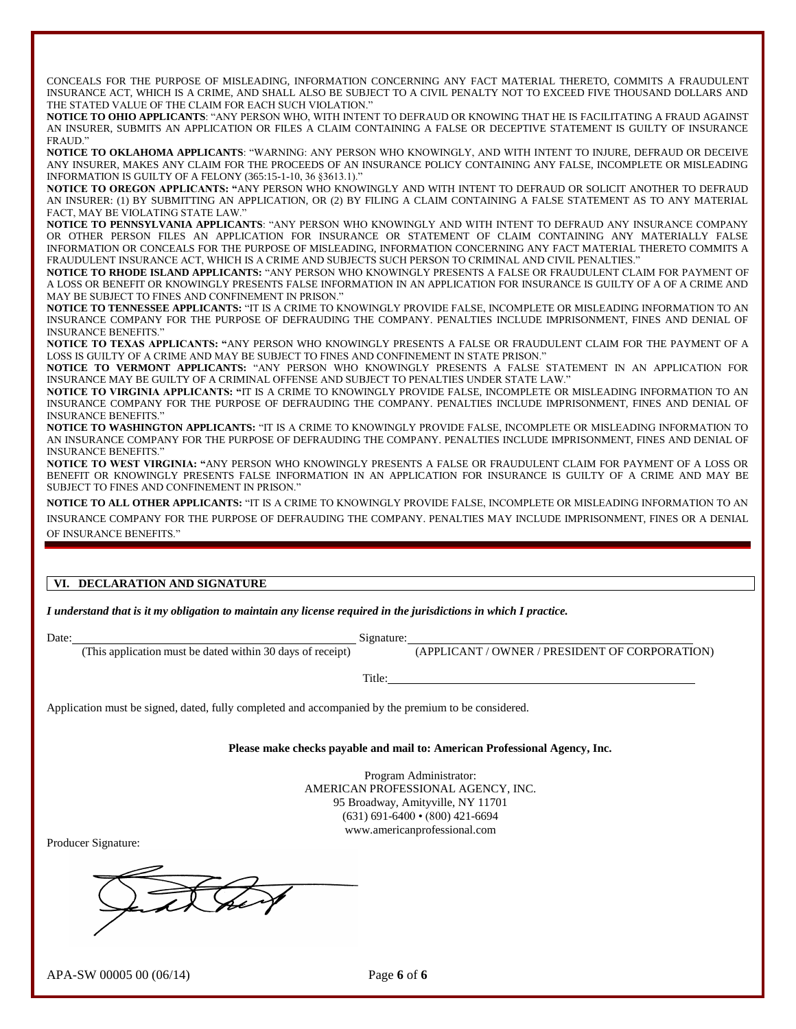CONCEALS FOR THE PURPOSE OF MISLEADING, INFORMATION CONCERNING ANY FACT MATERIAL THERETO, COMMITS A FRAUDULENT INSURANCE ACT, WHICH IS A CRIME, AND SHALL ALSO BE SUBJECT TO A CIVIL PENALTY NOT TO EXCEED FIVE THOUSAND DOLLARS AND THE STATED VALUE OF THE CLAIM FOR EACH SUCH VIOLATION."

**NOTICE TO OHIO APPLICANTS**: "ANY PERSON WHO, WITH INTENT TO DEFRAUD OR KNOWING THAT HE IS FACILITATING A FRAUD AGAINST AN INSURER, SUBMITS AN APPLICATION OR FILES A CLAIM CONTAINING A FALSE OR DECEPTIVE STATEMENT IS GUILTY OF INSURANCE FRAUD."

**NOTICE TO OKLAHOMA APPLICANTS**: "WARNING: ANY PERSON WHO KNOWINGLY, AND WITH INTENT TO INJURE, DEFRAUD OR DECEIVE ANY INSURER, MAKES ANY CLAIM FOR THE PROCEEDS OF AN INSURANCE POLICY CONTAINING ANY FALSE, INCOMPLETE OR MISLEADING INFORMATION IS GUILTY OF A FELONY (365:15-1-10, 36 §3613.1)."

**NOTICE TO OREGON APPLICANTS: "**ANY PERSON WHO KNOWINGLY AND WITH INTENT TO DEFRAUD OR SOLICIT ANOTHER TO DEFRAUD AN INSURER: (1) BY SUBMITTING AN APPLICATION, OR (2) BY FILING A CLAIM CONTAINING A FALSE STATEMENT AS TO ANY MATERIAL FACT, MAY BE VIOLATING STATE LAW."

**NOTICE TO PENNSYLVANIA APPLICANTS**: "ANY PERSON WHO KNOWINGLY AND WITH INTENT TO DEFRAUD ANY INSURANCE COMPANY OR OTHER PERSON FILES AN APPLICATION FOR INSURANCE OR STATEMENT OF CLAIM CONTAINING ANY MATERIALLY FALSE INFORMATION OR CONCEALS FOR THE PURPOSE OF MISLEADING, INFORMATION CONCERNING ANY FACT MATERIAL THERETO COMMITS A FRAUDULENT INSURANCE ACT, WHICH IS A CRIME AND SUBJECTS SUCH PERSON TO CRIMINAL AND CIVIL PENALTIES."

**NOTICE TO RHODE ISLAND APPLICANTS:** "ANY PERSON WHO KNOWINGLY PRESENTS A FALSE OR FRAUDULENT CLAIM FOR PAYMENT OF A LOSS OR BENEFIT OR KNOWINGLY PRESENTS FALSE INFORMATION IN AN APPLICATION FOR INSURANCE IS GUILTY OF A OF A CRIME AND MAY BE SUBJECT TO FINES AND CONFINEMENT IN PRISON."

**NOTICE TO TENNESSEE APPLICANTS:** "IT IS A CRIME TO KNOWINGLY PROVIDE FALSE, INCOMPLETE OR MISLEADING INFORMATION TO AN INSURANCE COMPANY FOR THE PURPOSE OF DEFRAUDING THE COMPANY. PENALTIES INCLUDE IMPRISONMENT, FINES AND DENIAL OF INSURANCE BENEFITS."

**NOTICE TO TEXAS APPLICANTS: "**ANY PERSON WHO KNOWINGLY PRESENTS A FALSE OR FRAUDULENT CLAIM FOR THE PAYMENT OF A LOSS IS GUILTY OF A CRIME AND MAY BE SUBJECT TO FINES AND CONFINEMENT IN STATE PRISON."

**NOTICE TO VERMONT APPLICANTS:** "ANY PERSON WHO KNOWINGLY PRESENTS A FALSE STATEMENT IN AN APPLICATION FOR INSURANCE MAY BE GUILTY OF A CRIMINAL OFFENSE AND SUBJECT TO PENALTIES UNDER STATE LAW."

**NOTICE TO VIRGINIA APPLICANTS: "**IT IS A CRIME TO KNOWINGLY PROVIDE FALSE, INCOMPLETE OR MISLEADING INFORMATION TO AN INSURANCE COMPANY FOR THE PURPOSE OF DEFRAUDING THE COMPANY. PENALTIES INCLUDE IMPRISONMENT, FINES AND DENIAL OF INSURANCE BENEFITS."

**NOTICE TO WASHINGTON APPLICANTS:** "IT IS A CRIME TO KNOWINGLY PROVIDE FALSE, INCOMPLETE OR MISLEADING INFORMATION TO AN INSURANCE COMPANY FOR THE PURPOSE OF DEFRAUDING THE COMPANY. PENALTIES INCLUDE IMPRISONMENT, FINES AND DENIAL OF INSURANCE BENEFITS."

**NOTICE TO WEST VIRGINIA: "**ANY PERSON WHO KNOWINGLY PRESENTS A FALSE OR FRAUDULENT CLAIM FOR PAYMENT OF A LOSS OR BENEFIT OR KNOWINGLY PRESENTS FALSE INFORMATION IN AN APPLICATION FOR INSURANCE IS GUILTY OF A CRIME AND MAY BE SUBJECT TO FINES AND CONFINEMENT IN PRISON."

**NOTICE TO ALL OTHER APPLICANTS:** "IT IS A CRIME TO KNOWINGLY PROVIDE FALSE, INCOMPLETE OR MISLEADING INFORMATION TO AN INSURANCE COMPANY FOR THE PURPOSE OF DEFRAUDING THE COMPANY. PENALTIES MAY INCLUDE IMPRISONMENT, FINES OR A DENIAL OF INSURANCE BENEFITS."

## VI. DECLARATION AND SIGNATURE

***I understand that is it my obligation to maintain any license required in the jurisdictions in which I practice.***

Date: ______________________________ Signature: ______________________________

(This application must be dated within 30 days of receipt) (APPLICANT / OWNER / PRESIDENT OF CORPORATION)

Title: ______________________________

Application must be signed, dated, fully completed and accompanied by the premium to be considered.

**Please make checks payable and mail to: American Professional Agency, Inc.**

Program Administrator:
AMERICAN PROFESSIONAL AGENCY, INC.
95 Broadway, Amityville, NY 11701
(631) 691-6400 • (800) 421-6694
www.americanprofessional.com

Producer Signature:

APA-SW 00005 00 (06/14)